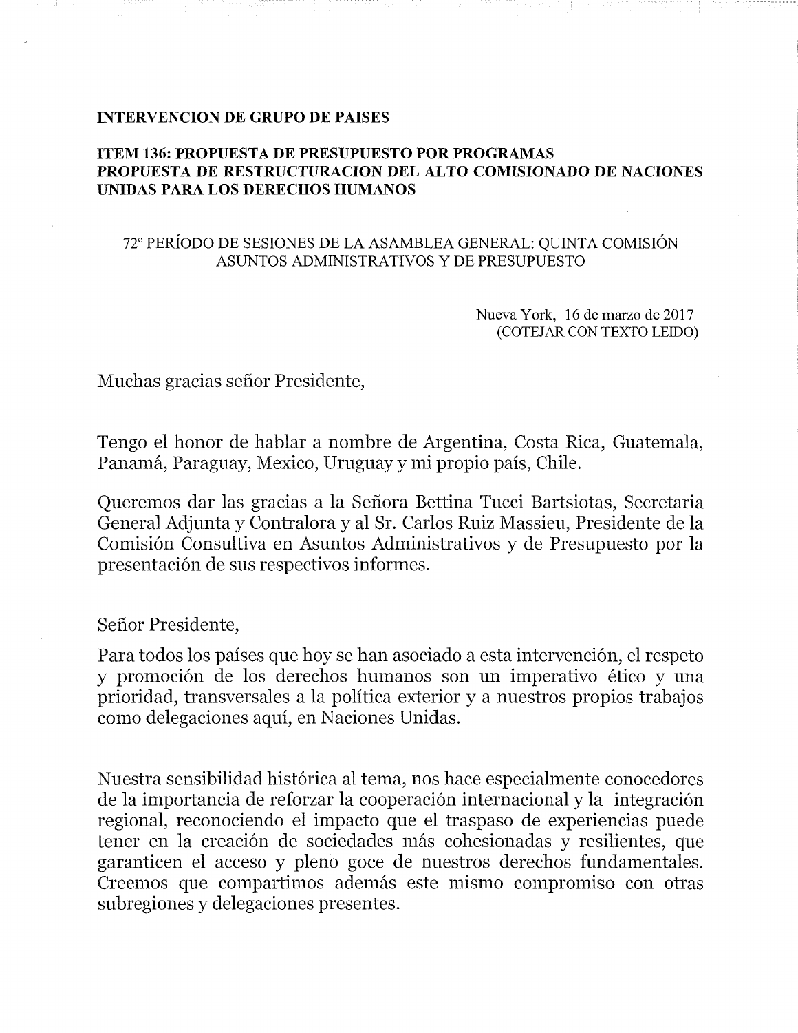**INTERVENCION DE GRUPO DE PAISES**

**ITEM 136: PROPUESTA DE PRESUPUESTO POR PROGRAMAS**
**PROPUESTA DE RESTRUCTURACION DEL ALTO COMISIONADO DE NACIONES UNIDAS PARA LOS DERECHOS HUMANOS**

72° PERÍODO DE SESIONES DE LA ASAMBLEA GENERAL: QUINTA COMISIÓN
ASUNTOS ADMINISTRATIVOS Y DE PRESUPUESTO

Nueva York, 16 de marzo de 2017
(COTEJAR CON TEXTO LEIDO)

Muchas gracias señor Presidente,

Tengo el honor de hablar a nombre de Argentina, Costa Rica, Guatemala, Panamá, Paraguay, Mexico, Uruguay y mi propio país, Chile.

Queremos dar las gracias a la Señora Bettina Tucci Bartsiotas, Secretaria General Adjunta y Contralora y al Sr. Carlos Ruiz Massieu, Presidente de la Comisión Consultiva en Asuntos Administrativos y de Presupuesto por la presentación de sus respectivos informes.

Señor Presidente,

Para todos los países que hoy se han asociado a esta intervención, el respeto y promoción de los derechos humanos son un imperativo ético y una prioridad, transversales a la política exterior y a nuestros propios trabajos como delegaciones aquí, en Naciones Unidas.

Nuestra sensibilidad histórica al tema, nos hace especialmente conocedores de la importancia de reforzar la cooperación internacional y la integración regional, reconociendo el impacto que el traspaso de experiencias puede tener en la creación de sociedades más cohesionadas y resilientes, que garanticen el acceso y pleno goce de nuestros derechos fundamentales. Creemos que compartimos además este mismo compromiso con otras subregiones y delegaciones presentes.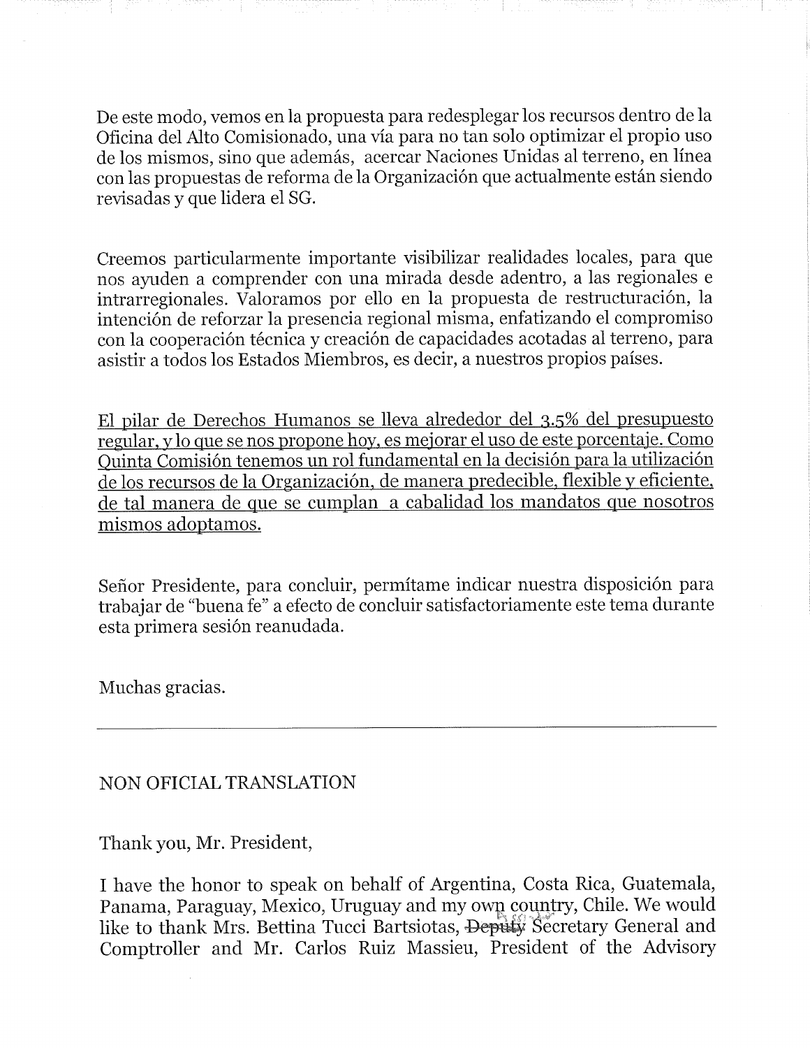De este modo, vemos en la propuesta para redesplegar los recursos dentro de la Oficina del Alto Comisionado, una vía para no tan solo optimizar el propio uso de los mismos, sino que además, acercar Naciones Unidas al terreno, en línea con las propuestas de reforma de la Organización que actualmente están siendo revisadas y que lidera el SG.

Creemos particularmente importante visibilizar realidades locales, para que nos ayuden a comprender con una mirada desde adentro, a las regionales e intrarregionales. Valoramos por ello en la propuesta de restructuración, la intención de reforzar la presencia regional misma, enfatizando el compromiso con la cooperación técnica y creación de capacidades acotadas al terreno, para asistir a todos los Estados Miembros, es decir, a nuestros propios países.

<u>El pilar de Derechos Humanos se lleva alrededor del 3.5% del presupuesto regular, y lo que se nos propone hoy, es mejorar el uso de este porcentaje. Como Quinta Comisión tenemos un rol fundamental en la decisión para la utilización de los recursos de la Organización, de manera predecible, flexible y eficiente, de tal manera de que se cumplan a cabalidad los mandatos que nosotros mismos adoptamos.</u>

Señor Presidente, para concluir, permítame indicar nuestra disposición para trabajar de "buena fe" a efecto de concluir satisfactoriamente este tema durante esta primera sesión reanudada.

Muchas gracias.

---

NON OFICIAL TRANSLATION

Thank you, Mr. President,

I have the honor to speak on behalf of Argentina, Costa Rica, Guatemala, Panama, Paraguay, Mexico, Uruguay and my own country, Chile. We would like to thank Mrs. Bettina Tucci Bartsiotas, ~~Deputy~~ Assistant Secretary General and Comptroller and Mr. Carlos Ruiz Massieu, President of the Advisory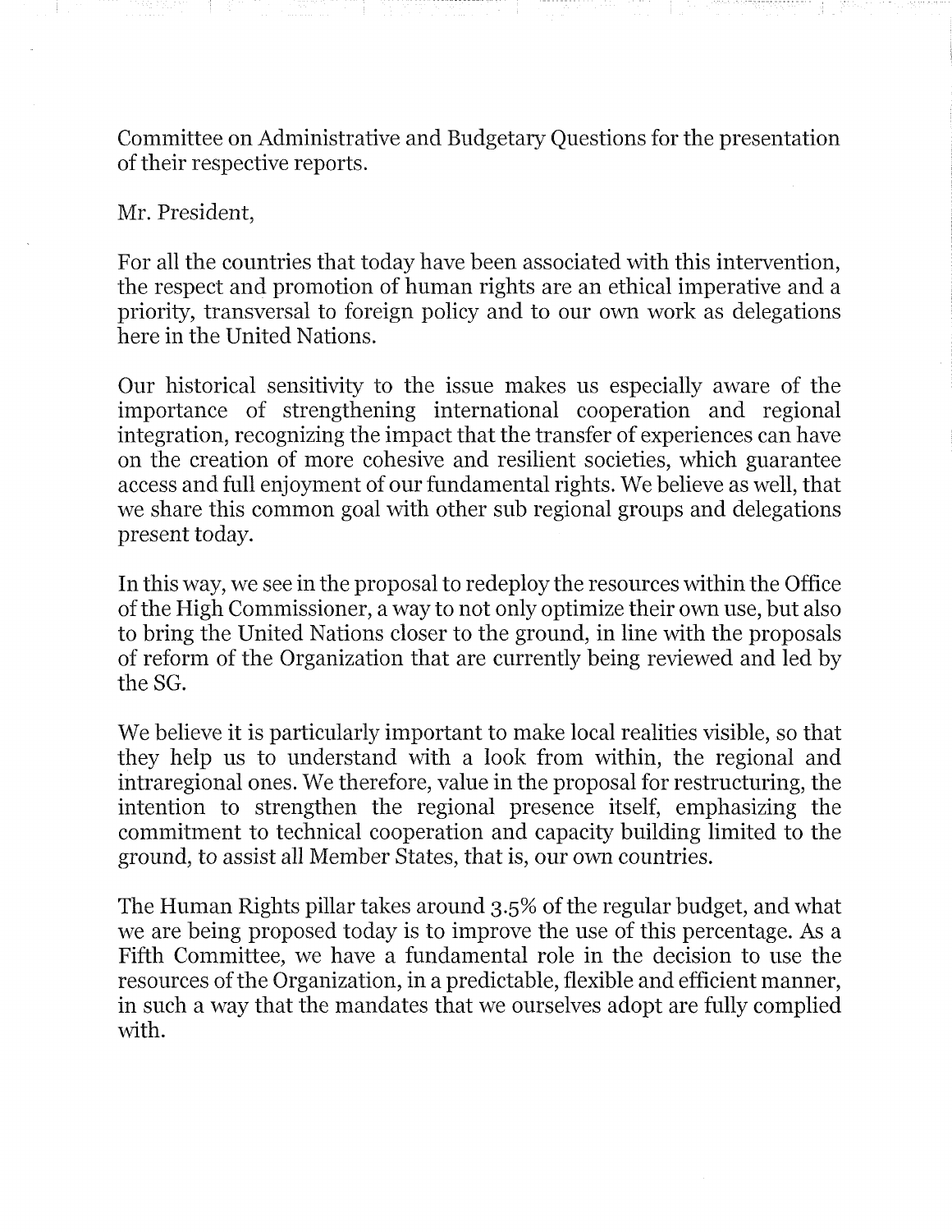Committee on Administrative and Budgetary Questions for the presentation of their respective reports.

Mr. President,

For all the countries that today have been associated with this intervention, the respect and promotion of human rights are an ethical imperative and a priority, transversal to foreign policy and to our own work as delegations here in the United Nations.

Our historical sensitivity to the issue makes us especially aware of the importance of strengthening international cooperation and regional integration, recognizing the impact that the transfer of experiences can have on the creation of more cohesive and resilient societies, which guarantee access and full enjoyment of our fundamental rights. We believe as well, that we share this common goal with other sub regional groups and delegations present today.

In this way, we see in the proposal to redeploy the resources within the Office of the High Commissioner, a way to not only optimize their own use, but also to bring the United Nations closer to the ground, in line with the proposals of reform of the Organization that are currently being reviewed and led by the SG.

We believe it is particularly important to make local realities visible, so that they help us to understand with a look from within, the regional and intraregional ones. We therefore, value in the proposal for restructuring, the intention to strengthen the regional presence itself, emphasizing the commitment to technical cooperation and capacity building limited to the ground, to assist all Member States, that is, our own countries.

The Human Rights pillar takes around 3.5% of the regular budget, and what we are being proposed today is to improve the use of this percentage. As a Fifth Committee, we have a fundamental role in the decision to use the resources of the Organization, in a predictable, flexible and efficient manner, in such a way that the mandates that we ourselves adopt are fully complied with.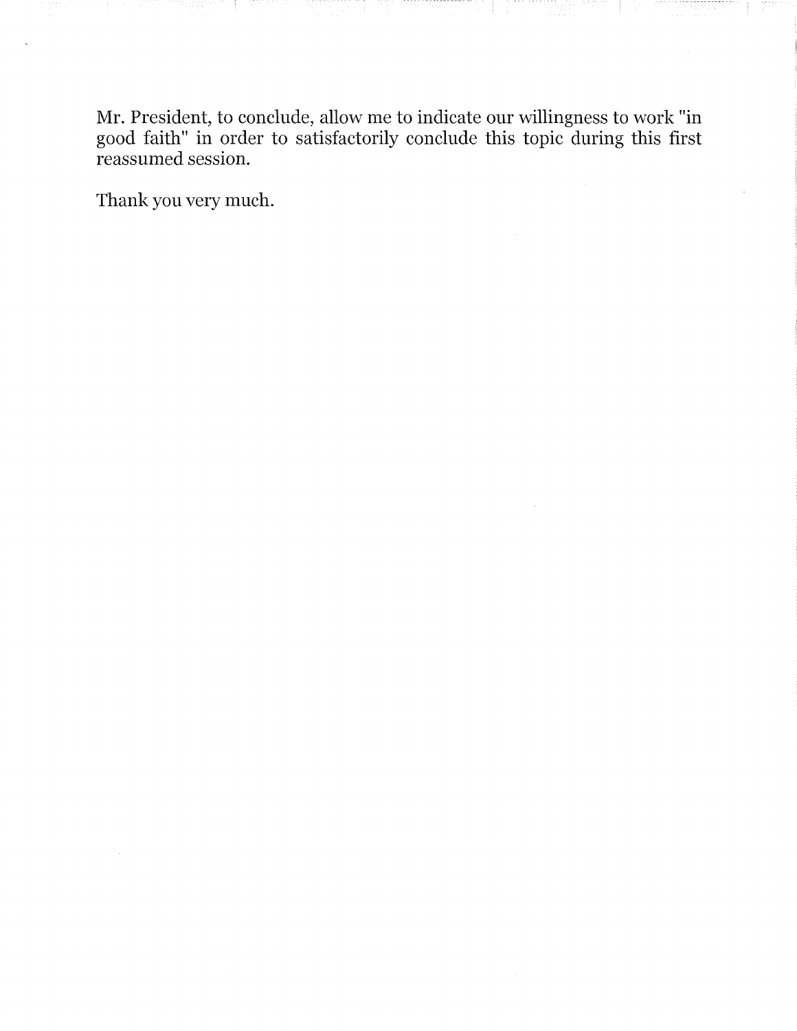Mr. President, to conclude, allow me to indicate our willingness to work "in good faith" in order to satisfactorily conclude this topic during this first reassumed session.

Thank you very much.